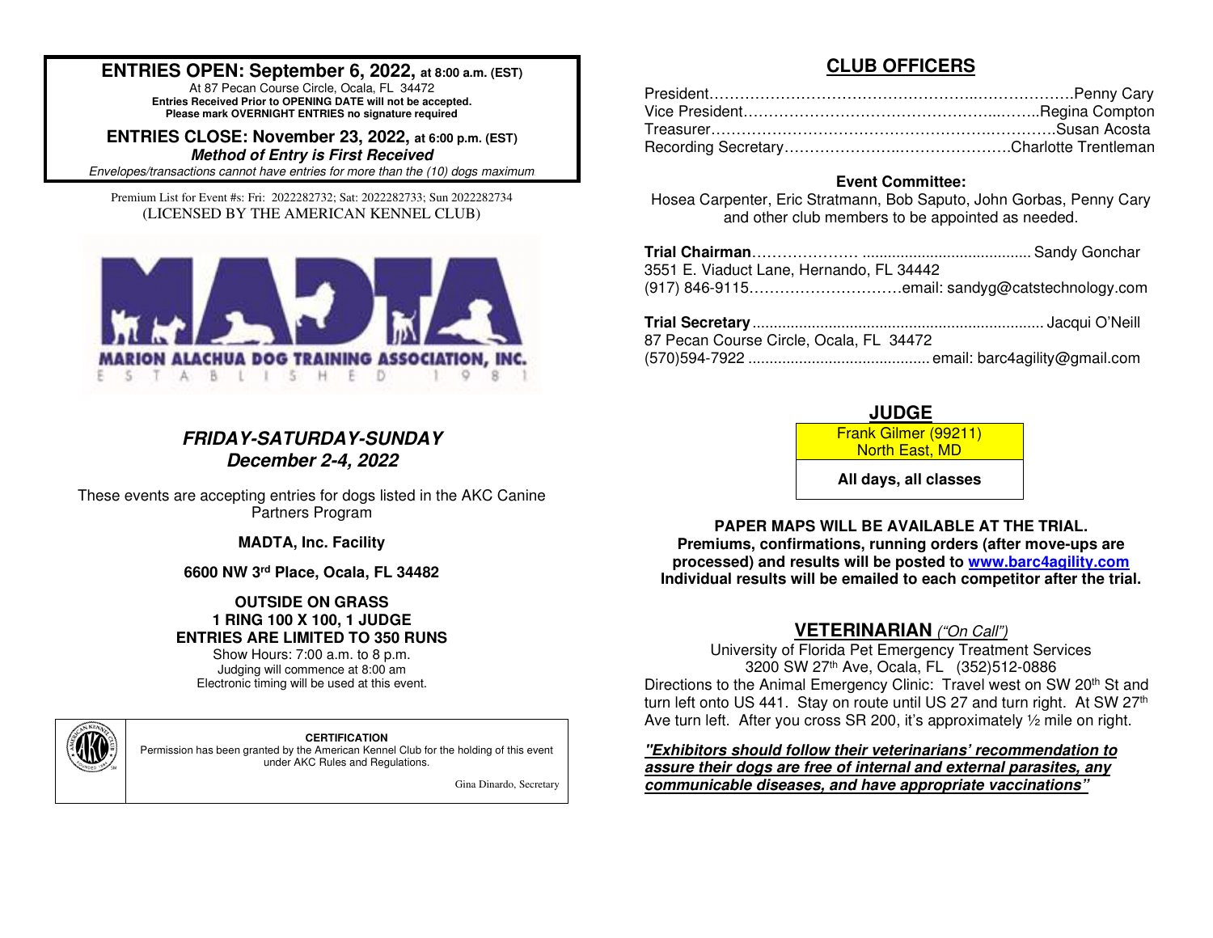**ENTRIES OPEN: September 6, 2022, at 8:00 a.m. (EST)**
At 87 Pecan Course Circle, Ocala, FL 34472
**Entries Received Prior to OPENING DATE will not be accepted.**
**Please mark OVERNIGHT ENTRIES no signature required**

**ENTRIES CLOSE: November 23, 2022, at 6:00 p.m. (EST)**
***Method of Entry is First Received***
*Envelopes/transactions cannot have entries for more than the (10) dogs maximum*

Premium List for Event #s: Fri: 2022282732; Sat: 2022282733; Sun 2022282734
(LICENSED BY THE AMERICAN KENNEL CLUB)

MADTA
MARION ALACHUA DOG TRAINING ASSOCIATION, INC.
ESTABLISHED 1981

***FRIDAY-SATURDAY-SUNDAY***
***December 2-4, 2022***

These events are accepting entries for dogs listed in the AKC Canine Partners Program

**MADTA, Inc. Facility**

**6600 NW 3rd Place, Ocala, FL 34482**

**OUTSIDE ON GRASS**
**1 RING 100 X 100, 1 JUDGE**
**ENTRIES ARE LIMITED TO 350 RUNS**
Show Hours: 7:00 a.m. to 8 p.m.
Judging will commence at 8:00 am
Electronic timing will be used at this event.

**CERTIFICATION**
Permission has been granted by the American Kennel Club for the holding of this event under AKC Rules and Regulations.

Gina Dinardo, Secretary

## CLUB OFFICERS

President……………………………………………………Penny Cary
Vice President……………………………………………Regina Compton
Treasurer…………………………………………………Susan Acosta
Recording Secretary………………………………………Charlotte Trentleman

**Event Committee:**
Hosea Carpenter, Eric Stratmann, Bob Saputo, John Gorbas, Penny Cary and other club members to be appointed as needed.

**Trial Chairman**……………………………………… Sandy Gonchar
3551 E. Viaduct Lane, Hernando, FL 34442
(917) 846-9115…………………………email: sandyg@catstechnology.com

**Trial Secretary**……………………………………… Jacqui O'Neill
87 Pecan Course Circle, Ocala, FL 34472
(570)594-7922 ……………………………… email: barc4agility@gmail.com

## JUDGE

Frank Gilmer (99211)
North East, MD

**All days, all classes**

**PAPER MAPS WILL BE AVAILABLE AT THE TRIAL.**
**Premiums, confirmations, running orders (after move-ups are processed) and results will be posted to www.barc4agility.com**
**Individual results will be emailed to each competitor after the trial.**

## VETERINARIAN *("On Call")*

University of Florida Pet Emergency Treatment Services
3200 SW 27th Ave, Ocala, FL (352)512-0886
Directions to the Animal Emergency Clinic: Travel west on SW 20th St and turn left onto US 441. Stay on route until US 27 and turn right. At SW 27th Ave turn left. After you cross SR 200, it's approximately ½ mile on right.

***"Exhibitors should follow their veterinarians' recommendation to assure their dogs are free of internal and external parasites, any communicable diseases, and have appropriate vaccinations"***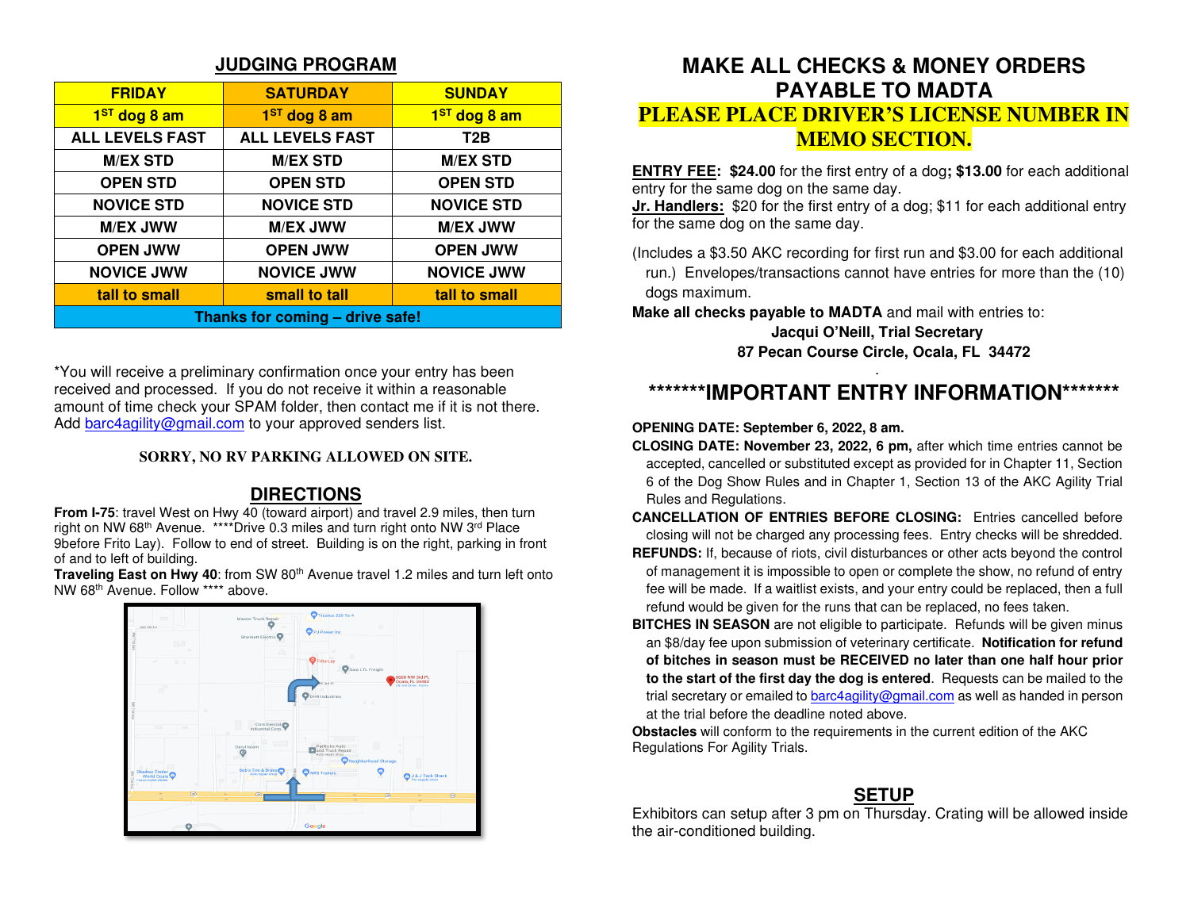## JUDGING PROGRAM

| FRIDAY | SATURDAY | SUNDAY |
|---|---|---|
| 1ST dog 8 am | 1ST dog 8 am | 1ST dog 8 am |
| ALL LEVELS FAST | ALL LEVELS FAST | T2B |
| M/EX STD | M/EX STD | M/EX STD |
| OPEN STD | OPEN STD | OPEN STD |
| NOVICE STD | NOVICE STD | NOVICE STD |
| M/EX JWW | M/EX JWW | M/EX JWW |
| OPEN JWW | OPEN JWW | OPEN JWW |
| NOVICE JWW | NOVICE JWW | NOVICE JWW |
| tall to small | small to tall | tall to small |
| Thanks for coming – drive safe! | | |

*You will receive a preliminary confirmation once your entry has been received and processed. If you do not receive it within a reasonable amount of time check your SPAM folder, then contact me if it is not there. Add barc4agility@gmail.com to your approved senders list.

**SORRY, NO RV PARKING ALLOWED ON SITE.**

## DIRECTIONS

**From I-75**: travel West on Hwy 40 (toward airport) and travel 2.9 miles, then turn right on NW 68th Avenue. ****Drive 0.3 miles and turn right onto NW 3rd Place 9before Frito Lay). Follow to end of street. Building is on the right, parking in front of and to left of building.

**Traveling East on Hwy 40**: from SW 80th Avenue travel 1.2 miles and turn left onto NW 68th Avenue. Follow **** above.

# MAKE ALL CHECKS & MONEY ORDERS PAYABLE TO MADTA

## PLEASE PLACE DRIVER'S LICENSE NUMBER IN MEMO SECTION.

**ENTRY FEE: $24.00** for the first entry of a dog**; $13.00** for each additional entry for the same dog on the same day.

**Jr. Handlers:** $20 for the first entry of a dog; $11 for each additional entry for the same dog on the same day.

(Includes a $3.50 AKC recording for first run and $3.00 for each additional run.) Envelopes/transactions cannot have entries for more than the (10) dogs maximum.

**Make all checks payable to MADTA** and mail with entries to:

**Jacqui O'Neill, Trial Secretary**
**87 Pecan Course Circle, Ocala, FL 34472**

## *******IMPORTANT ENTRY INFORMATION*******

**OPENING DATE: September 6, 2022, 8 am.**

**CLOSING DATE: November 23, 2022, 6 pm,** after which time entries cannot be accepted, cancelled or substituted except as provided for in Chapter 11, Section 6 of the Dog Show Rules and in Chapter 1, Section 13 of the AKC Agility Trial Rules and Regulations.

**CANCELLATION OF ENTRIES BEFORE CLOSING:** Entries cancelled before closing will not be charged any processing fees. Entry checks will be shredded.

**REFUNDS:** If, because of riots, civil disturbances or other acts beyond the control of management it is impossible to open or complete the show, no refund of entry fee will be made. If a waitlist exists, and your entry could be replaced, then a full refund would be given for the runs that can be replaced, no fees taken.

**BITCHES IN SEASON** are not eligible to participate. Refunds will be given minus an $8/day fee upon submission of veterinary certificate. **Notification for refund of bitches in season must be RECEIVED no later than one half hour prior to the start of the first day the dog is entered**. Requests can be mailed to the trial secretary or emailed to barc4agility@gmail.com as well as handed in person at the trial before the deadline noted above.

**Obstacles** will conform to the requirements in the current edition of the AKC Regulations For Agility Trials.

## SETUP

Exhibitors can setup after 3 pm on Thursday. Crating will be allowed inside the air-conditioned building.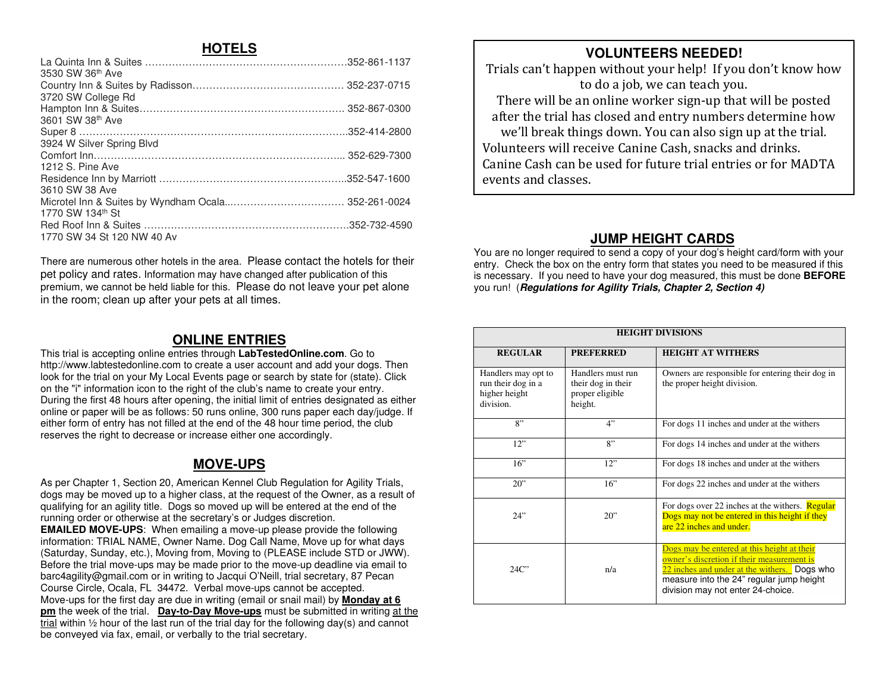## HOTELS

La Quinta Inn & Suites ………………………………………………………352-861-1137
3530 SW 36th Ave

Country Inn & Suites by Radisson……………………………………… 352-237-0715
3720 SW College Rd

Hampton Inn & Suites……………………………………………………… 352-867-0300
3601 SW 38th Ave

Super 8 ………………………………………………………………………..352-414-2800
3924 W Silver Spring Blvd

Comfort Inn…………………………………………………………………... 352-629-7300
1212 S. Pine Ave

Residence Inn by Marriott ………………………………………………..352-547-1600
3610 SW 38 Ave

Microtel Inn & Suites by Wyndham Ocala..…………………………… 352-261-0024
1770 SW 134th St

Red Roof Inn & Suites ……………………………………………………352-732-4590
1770 SW 34 St 120 NW 40 Av

There are numerous other hotels in the area. Please contact the hotels for their pet policy and rates. Information may have changed after publication of this premium, we cannot be held liable for this. Please do not leave your pet alone in the room; clean up after your pets at all times.

## ONLINE ENTRIES

This trial is accepting online entries through **LabTestedOnline.com**. Go to http://www.labtestedonline.com to create a user account and add your dogs. Then look for the trial on your My Local Events page or search by state for (state). Click on the "i" information icon to the right of the club's name to create your entry. During the first 48 hours after opening, the initial limit of entries designated as either online or paper will be as follows: 50 runs online, 300 runs paper each day/judge. If either form of entry has not filled at the end of the 48 hour time period, the club reserves the right to decrease or increase either one accordingly.

## MOVE-UPS

As per Chapter 1, Section 20, American Kennel Club Regulation for Agility Trials, dogs may be moved up to a higher class, at the request of the Owner, as a result of qualifying for an agility title. Dogs so moved up will be entered at the end of the running order or otherwise at the secretary's or Judges discretion.

**EMAILED MOVE-UPS**: When emailing a move-up please provide the following information: TRIAL NAME, Owner Name. Dog Call Name, Move up for what days (Saturday, Sunday, etc.), Moving from, Moving to (PLEASE include STD or JWW). Before the trial move-ups may be made prior to the move-up deadline via email to barc4agility@gmail.com or in writing to Jacqui O'Neill, trial secretary, 87 Pecan Course Circle, Ocala, FL 34472. Verbal move-ups cannot be accepted.

Move-ups for the first day are due in writing (email or snail mail) by **Monday at 6 pm** the week of the trial. **Day-to-Day Move-ups** must be submitted in writing at the trial within ½ hour of the last run of the trial day for the following day(s) and cannot be conveyed via fax, email, or verbally to the trial secretary.

## VOLUNTEERS NEEDED!

Trials can't happen without your help! If you don't know how to do a job, we can teach you.

There will be an online worker sign-up that will be posted after the trial has closed and entry numbers determine how we'll break things down. You can also sign up at the trial.

Volunteers will receive Canine Cash, snacks and drinks. Canine Cash can be used for future trial entries or for MADTA events and classes.

## JUMP HEIGHT CARDS

You are no longer required to send a copy of your dog's height card/form with your entry. Check the box on the entry form that states you need to be measured if this is necessary. If you need to have your dog measured, this must be done **BEFORE** you run! (***Regulations for Agility Trials, Chapter 2, Section 4)***

| HEIGHT DIVISIONS | | |
|---|---|---|
| **REGULAR** | **PREFERRED** | **HEIGHT AT WITHERS** |
| Handlers may opt to run their dog in a higher height division. | Handlers must run their dog in their proper eligible height. | Owners are responsible for entering their dog in the proper height division. |
| 8" | 4" | For dogs 11 inches and under at the withers |
| 12" | 8" | For dogs 14 inches and under at the withers |
| 16" | 12" | For dogs 18 inches and under at the withers |
| 20" | 16" | For dogs 22 inches and under at the withers |
| 24" | 20" | For dogs over 22 inches at the withers. Regular Dogs may not be entered in this height if they are 22 inches and under. |
| 24C" | n/a | Dogs may be entered at this height at their owner's discretion if their measurement is 22 inches and under at the withers. Dogs who measure into the 24" regular jump height division may not enter 24-choice. |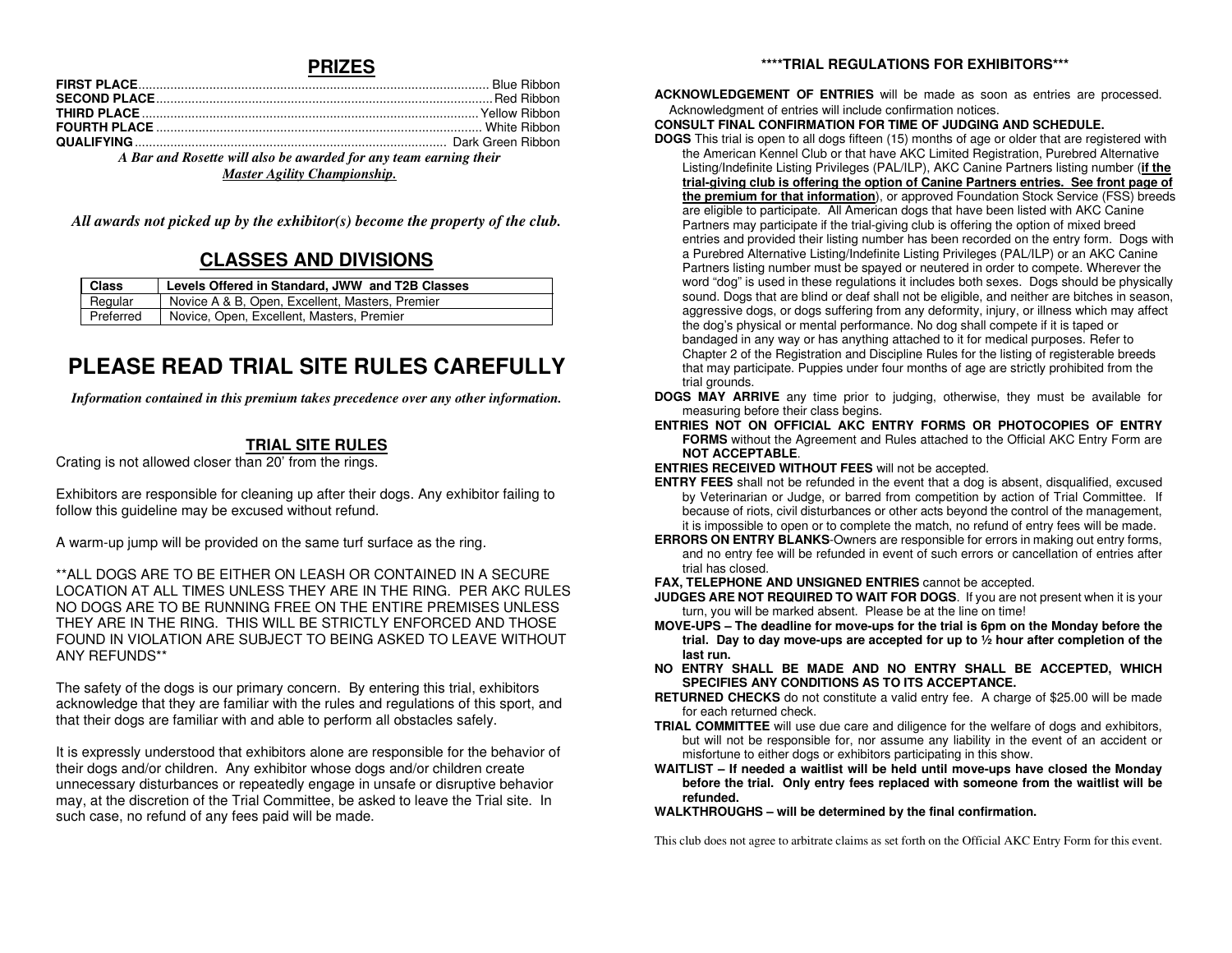## PRIZES

**FIRST PLACE**...................................................................................................... Blue Ribbon
**SECOND PLACE**................................................................................................... Red Ribbon
**THIRD PLACE**..................................................................................................... Yellow Ribbon
**FOURTH PLACE**................................................................................................. White Ribbon
**QUALIFYING**....................................................................................................... Dark Green Ribbon

***A Bar and Rosette will also be awarded for any team earning their*** ***<u>Master Agility Championship.</u>***

***All awards not picked up by the exhibitor(s) become the property of the club.***

## CLASSES AND DIVISIONS

| Class | Levels Offered in Standard, JWW and T2B Classes |
|---|---|
| Regular | Novice A & B, Open, Excellent, Masters, Premier |
| Preferred | Novice, Open, Excellent, Masters, Premier |

# PLEASE READ TRIAL SITE RULES CAREFULLY

***Information contained in this premium takes precedence over any other information.***

### TRIAL SITE RULES

Crating is not allowed closer than 20' from the rings.

Exhibitors are responsible for cleaning up after their dogs. Any exhibitor failing to follow this guideline may be excused without refund.

A warm-up jump will be provided on the same turf surface as the ring.

**ALL DOGS ARE TO BE EITHER ON LEASH OR CONTAINED IN A SECURE LOCATION AT ALL TIMES UNLESS THEY ARE IN THE RING. PER AKC RULES NO DOGS ARE TO BE RUNNING FREE ON THE ENTIRE PREMISES UNLESS THEY ARE IN THE RING. THIS WILL BE STRICTLY ENFORCED AND THOSE FOUND IN VIOLATION ARE SUBJECT TO BEING ASKED TO LEAVE WITHOUT ANY REFUNDS**

The safety of the dogs is our primary concern. By entering this trial, exhibitors acknowledge that they are familiar with the rules and regulations of this sport, and that their dogs are familiar with and able to perform all obstacles safely.

It is expressly understood that exhibitors alone are responsible for the behavior of their dogs and/or children. Any exhibitor whose dogs and/or children create unnecessary disturbances or repeatedly engage in unsafe or disruptive behavior may, at the discretion of the Trial Committee, be asked to leave the Trial site. In such case, no refund of any fees paid will be made.

### ****TRIAL REGULATIONS FOR EXHIBITORS***

**ACKNOWLEDGEMENT OF ENTRIES** will be made as soon as entries are processed. Acknowledgment of entries will include confirmation notices.

**CONSULT FINAL CONFIRMATION FOR TIME OF JUDGING AND SCHEDULE.**

**DOGS** This trial is open to all dogs fifteen (15) months of age or older that are registered with the American Kennel Club or that have AKC Limited Registration, Purebred Alternative Listing/Indefinite Listing Privileges (PAL/ILP), AKC Canine Partners listing number (**<u>if the trial-giving club is offering the option of Canine Partners entries. See front page of the premium for that information</u>**), or approved Foundation Stock Service (FSS) breeds are eligible to participate. All American dogs that have been listed with AKC Canine Partners may participate if the trial-giving club is offering the option of mixed breed entries and provided their listing number has been recorded on the entry form. Dogs with a Purebred Alternative Listing/Indefinite Listing Privileges (PAL/ILP) or an AKC Canine Partners listing number must be spayed or neutered in order to compete. Wherever the word "dog" is used in these regulations it includes both sexes. Dogs should be physically sound. Dogs that are blind or deaf shall not be eligible, and neither are bitches in season, aggressive dogs, or dogs suffering from any deformity, injury, or illness which may affect the dog's physical or mental performance. No dog shall compete if it is taped or bandaged in any way or has anything attached to it for medical purposes. Refer to Chapter 2 of the Registration and Discipline Rules for the listing of registerable breeds that may participate. Puppies under four months of age are strictly prohibited from the trial grounds.

**DOGS MAY ARRIVE** any time prior to judging, otherwise, they must be available for measuring before their class begins.

**ENTRIES NOT ON OFFICIAL AKC ENTRY FORMS OR PHOTOCOPIES OF ENTRY FORMS** without the Agreement and Rules attached to the Official AKC Entry Form are **NOT ACCEPTABLE**.

**ENTRIES RECEIVED WITHOUT FEES** will not be accepted.

**ENTRY FEES** shall not be refunded in the event that a dog is absent, disqualified, excused by Veterinarian or Judge, or barred from competition by action of Trial Committee. If because of riots, civil disturbances or other acts beyond the control of the management, it is impossible to open or to complete the match, no refund of entry fees will be made.

**ERRORS ON ENTRY BLANKS**-Owners are responsible for errors in making out entry forms, and no entry fee will be refunded in event of such errors or cancellation of entries after trial has closed.

**FAX, TELEPHONE AND UNSIGNED ENTRIES** cannot be accepted.

**JUDGES ARE NOT REQUIRED TO WAIT FOR DOGS**. If you are not present when it is your turn, you will be marked absent. Please be at the line on time!

**MOVE-UPS – The deadline for move-ups for the trial is 6pm on the Monday before the trial. Day to day move-ups are accepted for up to ½ hour after completion of the last run.**

**NO ENTRY SHALL BE MADE AND NO ENTRY SHALL BE ACCEPTED, WHICH SPECIFIES ANY CONDITIONS AS TO ITS ACCEPTANCE.**

**RETURNED CHECKS** do not constitute a valid entry fee. A charge of $25.00 will be made for each returned check.

**TRIAL COMMITTEE** will use due care and diligence for the welfare of dogs and exhibitors, but will not be responsible for, nor assume any liability in the event of an accident or misfortune to either dogs or exhibitors participating in this show.

**WAITLIST – If needed a waitlist will be held until move-ups have closed the Monday before the trial. Only entry fees replaced with someone from the waitlist will be refunded.**

**WALKTHROUGHS – will be determined by the final confirmation.**

This club does not agree to arbitrate claims as set forth on the Official AKC Entry Form for this event.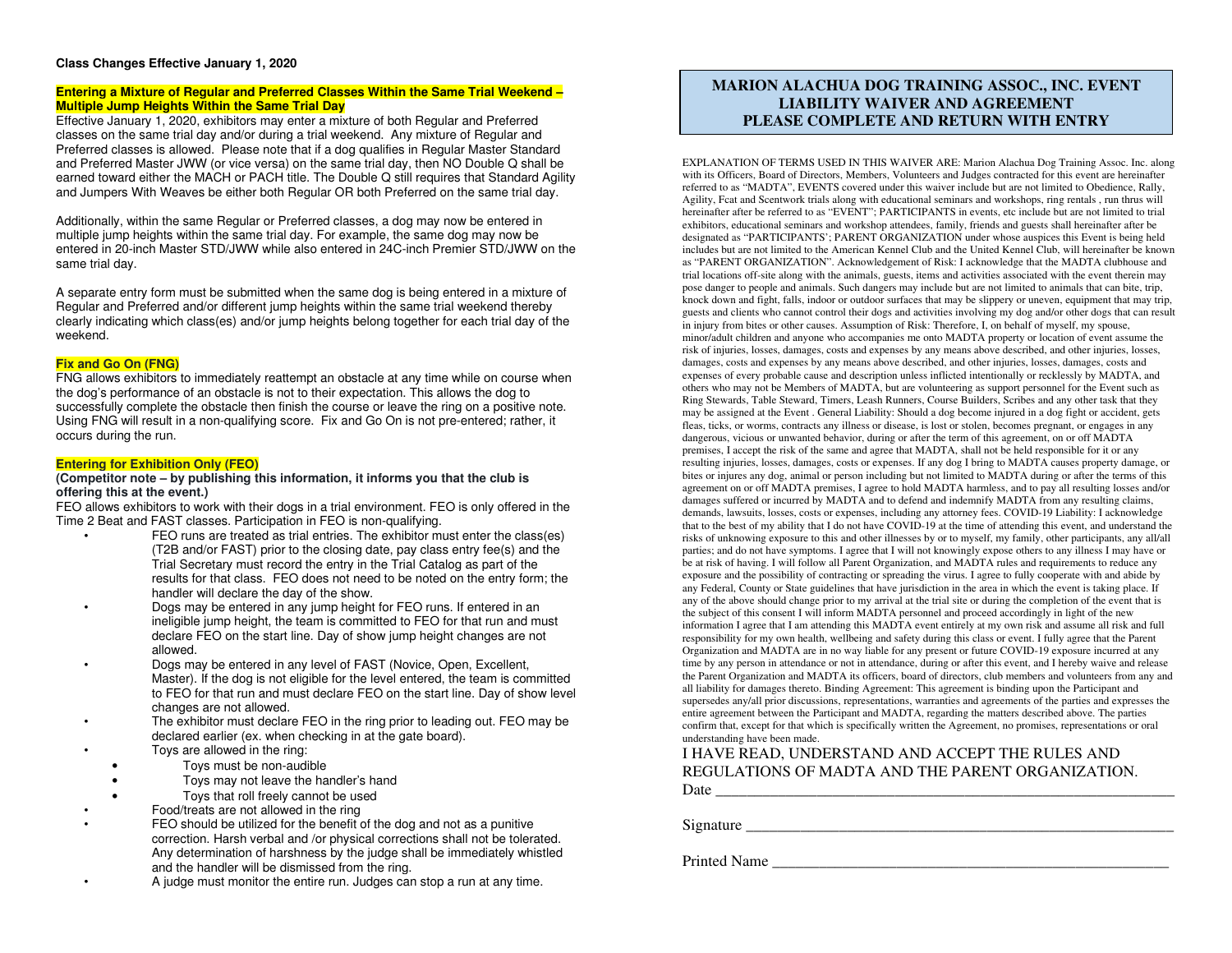**Class Changes Effective January 1, 2020**

**Entering a Mixture of Regular and Preferred Classes Within the Same Trial Weekend – Multiple Jump Heights Within the Same Trial Day**

Effective January 1, 2020, exhibitors may enter a mixture of both Regular and Preferred classes on the same trial day and/or during a trial weekend. Any mixture of Regular and Preferred classes is allowed. Please note that if a dog qualifies in Regular Master Standard and Preferred Master JWW (or vice versa) on the same trial day, then NO Double Q shall be earned toward either the MACH or PACH title. The Double Q still requires that Standard Agility and Jumpers With Weaves be either both Regular OR both Preferred on the same trial day.

Additionally, within the same Regular or Preferred classes, a dog may now be entered in multiple jump heights within the same trial day. For example, the same dog may now be entered in 20-inch Master STD/JWW while also entered in 24C-inch Premier STD/JWW on the same trial day.

A separate entry form must be submitted when the same dog is being entered in a mixture of Regular and Preferred and/or different jump heights within the same trial weekend thereby clearly indicating which class(es) and/or jump heights belong together for each trial day of the weekend.

**Fix and Go On (FNG)**

FNG allows exhibitors to immediately reattempt an obstacle at any time while on course when the dog's performance of an obstacle is not to their expectation. This allows the dog to successfully complete the obstacle then finish the course or leave the ring on a positive note. Using FNG will result in a non-qualifying score. Fix and Go On is not pre-entered; rather, it occurs during the run.

**Entering for Exhibition Only (FEO)**

**(Competitor note – by publishing this information, it informs you that the club is offering this at the event.)**

FEO allows exhibitors to work with their dogs in a trial environment. FEO is only offered in the Time 2 Beat and FAST classes. Participation in FEO is non-qualifying.

- FEO runs are treated as trial entries. The exhibitor must enter the class(es) (T2B and/or FAST) prior to the closing date, pay class entry fee(s) and the Trial Secretary must record the entry in the Trial Catalog as part of the results for that class. FEO does not need to be noted on the entry form; the handler will declare the day of the show.
- Dogs may be entered in any jump height for FEO runs. If entered in an ineligible jump height, the team is committed to FEO for that run and must declare FEO on the start line. Day of show jump height changes are not allowed.
- Dogs may be entered in any level of FAST (Novice, Open, Excellent, Master). If the dog is not eligible for the level entered, the team is committed to FEO for that run and must declare FEO on the start line. Day of show level changes are not allowed.
- The exhibitor must declare FEO in the ring prior to leading out. FEO may be declared earlier (ex. when checking in at the gate board).
- Toys are allowed in the ring:
  - Toys must be non-audible
  - Toys may not leave the handler's hand
  - Toys that roll freely cannot be used
- Food/treats are not allowed in the ring
- FEO should be utilized for the benefit of the dog and not as a punitive correction. Harsh verbal and /or physical corrections shall not be tolerated. Any determination of harshness by the judge shall be immediately whistled and the handler will be dismissed from the ring.
- A judge must monitor the entire run. Judges can stop a run at any time.

## MARION ALACHUA DOG TRAINING ASSOC., INC. EVENT LIABILITY WAIVER AND AGREEMENT PLEASE COMPLETE AND RETURN WITH ENTRY

EXPLANATION OF TERMS USED IN THIS WAIVER ARE: Marion Alachua Dog Training Assoc. Inc. along with its Officers, Board of Directors, Members, Volunteers and Judges contracted for this event are hereinafter referred to as "MADTA", EVENTS covered under this waiver include but are not limited to Obedience, Rally, Agility, Fcat and Scentwork trials along with educational seminars and workshops, ring rentals , run thrus will hereinafter after be referred to as "EVENT"; PARTICIPANTS in events, etc include but are not limited to trial exhibitors, educational seminars and workshop attendees, family, friends and guests shall hereinafter after be designated as "PARTICIPANTS'; PARENT ORGANIZATION under whose auspices this Event is being held includes but are not limited to the American Kennel Club and the United Kennel Club, will hereinafter be known as "PARENT ORGANIZATION". Acknowledgement of Risk: I acknowledge that the MADTA clubhouse and trial locations off-site along with the animals, guests, items and activities associated with the event therein may pose danger to people and animals. Such dangers may include but are not limited to animals that can bite, trip, knock down and fight, falls, indoor or outdoor surfaces that may be slippery or uneven, equipment that may trip, guests and clients who cannot control their dogs and activities involving my dog and/or other dogs that can result in injury from bites or other causes. Assumption of Risk: Therefore, I, on behalf of myself, my spouse, minor/adult children and anyone who accompanies me onto MADTA property or location of event assume the risk of injuries, losses, damages, costs and expenses by any means above described, and other injuries, losses, damages, costs and expenses by any means above described, and other injuries, losses, damages, costs and expenses of every probable cause and description unless inflicted intentionally or recklessly by MADTA, and others who may not be Members of MADTA, but are volunteering as support personnel for the Event such as Ring Stewards, Table Steward, Timers, Leash Runners, Course Builders, Scribes and any other task that they may be assigned at the Event . General Liability: Should a dog become injured in a dog fight or accident, gets fleas, ticks, or worms, contracts any illness or disease, is lost or stolen, becomes pregnant, or engages in any dangerous, vicious or unwanted behavior, during or after the term of this agreement, on or off MADTA premises, I accept the risk of the same and agree that MADTA, shall not be held responsible for it or any resulting injuries, losses, damages, costs or expenses. If any dog I bring to MADTA causes property damage, or bites or injures any dog, animal or person including but not limited to MADTA during or after the terms of this agreement on or off MADTA premises, I agree to hold MADTA harmless, and to pay all resulting losses and/or damages suffered or incurred by MADTA and to defend and indemnify MADTA from any resulting claims, demands, lawsuits, losses, costs or expenses, including any attorney fees. COVID-19 Liability: I acknowledge that to the best of my ability that I do not have COVID-19 at the time of attending this event, and understand the risks of unknowing exposure to this and other illnesses by or to myself, my family, other participants, any all/all parties; and do not have symptoms. I agree that I will not knowingly expose others to any illness I may have or be at risk of having. I will follow all Parent Organization, and MADTA rules and requirements to reduce any exposure and the possibility of contracting or spreading the virus. I agree to fully cooperate with and abide by any Federal, County or State guidelines that have jurisdiction in the area in which the event is taking place. If any of the above should change prior to my arrival at the trial site or during the completion of the event that is the subject of this consent I will inform MADTA personnel and proceed accordingly in light of the new information I agree that I am attending this MADTA event entirely at my own risk and assume all risk and full responsibility for my own health, wellbeing and safety during this class or event. I fully agree that the Parent Organization and MADTA are in no way liable for any present or future COVID-19 exposure incurred at any time by any person in attendance or not in attendance, during or after this event, and I hereby waive and release the Parent Organization and MADTA its officers, board of directors, club members and volunteers from any and all liability for damages thereto. Binding Agreement: This agreement is binding upon the Participant and supersedes any/all prior discussions, representations, warranties and agreements of the parties and expresses the entire agreement between the Participant and MADTA, regarding the matters described above. The parties confirm that, except for that which is specifically written the Agreement, no promises, representations or oral understanding have been made.

I HAVE READ, UNDERSTAND AND ACCEPT THE RULES AND REGULATIONS OF MADTA AND THE PARENT ORGANIZATION.

Date ____________________________________________

Signature ________________________________________

Printed Name _____________________________________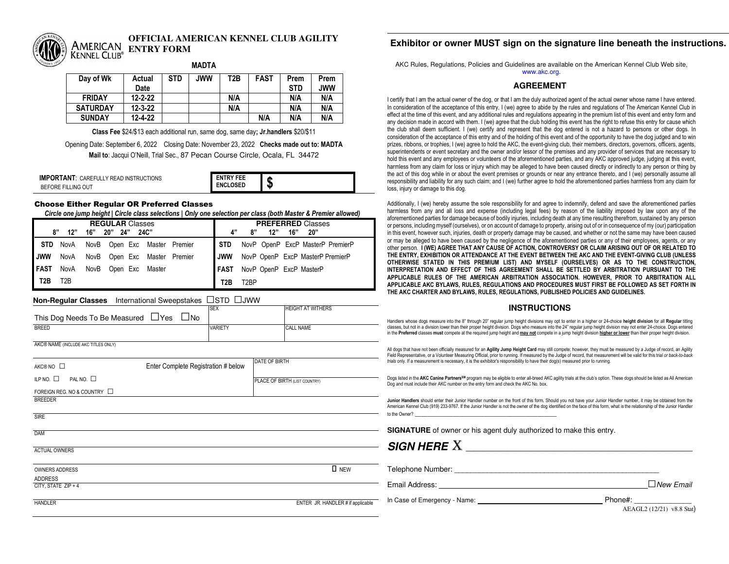# OFFICIAL AMERICAN KENNEL CLUB AGILITY ENTRY FORM

AMERICAN KENNEL CLUB®

**MADTA**

| Day of Wk | Actual Date | STD | JWW | T2B | FAST | Prem STD | Prem JWW |
|---|---|---|---|---|---|---|---|
| FRIDAY | 12-2-22 | | | N/A | | N/A | N/A |
| SATURDAY | 12-3-22 | | | N/A | | N/A | N/A |
| SUNDAY | 12-4-22 | | | | N/A | N/A | N/A |

**Class Fee** $24/$13 each additional run, same dog, same day**; Jr.handlers** $20/$11

Opening Date: September 6, 2022 Closing Date: November 23, 2022 **Checks made out to: MADTA**

**Mail to**: Jacqui O'Neill, Trial Sec., 87 Pecan Course Circle, Ocala, FL 34472

**IMPORTANT**: CAREFULLY READ INSTRUCTIONS BEFORE FILLING OUT

**ENTRY FEE ENCLOSED** $

### Choose Either Regular OR Preferred Classes

*Circle one jump height | Circle class selections | Only one selection per class (both Master & Premier allowed)*

| **REGULAR** Classes 8" 12" 16" 20" 24" 24C" | **PREFERRED** Classes 4" 8" 12" 16" 20" |
|---|---|
| **STD** NovA NovB Open Exc Master Premier | **STD** NovP OpenP ExcP MasterP PremierP |
| **JWW** NovA NovB Open Exc Master Premier | **JWW** NovP OpenP ExcP MasterP PremierP |
| **FAST** NovA NovB Open Exc Master | **FAST** NovP OpenP ExcP MasterP |
| **T2B** T2B | **T2B** T2BP |

**Non-Regular Classes** International Sweepstakes ☐STD ☐JWW

This Dog Needs To Be Measured ☐Yes ☐No

SEX

HEIGHT AT WITHERS

BREED

VARIETY

CALL NAME

AKC® NAME (INCLUDE AKC TITLES ONLY)

AKC® NO ☐

Enter Complete Registration # below

DATE OF BIRTH

ILP NO. ☐ PAL NO. ☐

PLACE OF BIRTH (LIST COUNTRY)

FOREIGN REG. NO & COUNTRY ☐

BREEDER

SIRE

DAM

ACTUAL OWNERS

OWNERS ADDRESS ☐ NEW

ADDRESS

CITY, STATE ZIP + 4

HANDLER

ENTER JR. HANDLER # if applicable

**Exhibitor or owner MUST sign on the signature line beneath the instructions.**

AKC Rules, Regulations, Policies and Guidelines are available on the American Kennel Club Web site, www.akc.org.

## AGREEMENT

I certify that I am the actual owner of the dog, or that I am the duly authorized agent of the actual owner whose name I have entered. In consideration of the acceptance of this entry, I (we) agree to abide by the rules and regulations of The American Kennel Club in effect at the time of this event, and any additional rules and regulations appearing in the premium list of this event and entry form and any decision made in accord with them. I (we) agree that the club holding this event has the right to refuse this entry for cause which the club shall deem sufficient. I (we) certify and represent that the dog entered is not a hazard to persons or other dogs. In consideration of the acceptance of this entry and of the holding of this event and of the opportunity to have the dog judged and to win prizes, ribbons, or trophies, I (we) agree to hold the AKC, the event-giving club, their members, directors, governors, officers, agents, superintendents or event secretary and the owner and/or lessor of the premises and any provider of services that are necessary to hold this event and any employees or volunteers of the aforementioned parties, and any AKC approved judge, judging at this event, harmless from any claim for loss or injury which may be alleged to have been caused directly or indirectly to any person or thing by the act of this dog while in or about the event premises or grounds or near any entrance thereto, and I (we) personally assume all responsibility and liability for any such claim; and I (we) further agree to hold the aforementioned parties harmless from any claim for loss, injury or damage to this dog.

Additionally, I (we) hereby assume the sole responsibility for and agree to indemnify, defend and save the aforementioned parties harmless from any and all loss and expense (including legal fees) by reason of the liability imposed by law upon any of the aforementioned parties for damage because of bodily injuries, including death at any time resulting therefrom, sustained by any person or persons, including myself (ourselves), or on account of damage to property, arising out of or in consequence of my (our) participation in this event, however such, injuries, death or property damage may be caused, and whether or not the same may have been caused or may be alleged to have been caused by the negligence of the aforementioned parties or any of their employees, agents, or any other person. **I (WE) AGREE THAT ANY CAUSE OF ACTION, CONTROVERSY OR CLAIM ARISING OUT OF OR RELATED TO THE ENTRY, EXHIBITION OR ATTENDANCE AT THE EVENT BETWEEN THE AKC AND THE EVENT-GIVING CLUB (UNLESS OTHERWISE STATED IN THIS PREMIUM LIST) AND MYSELF (OURSELVES) OR AS TO THE CONSTRUCTION, INTERPRETATION AND EFFECT OF THIS AGREEMENT SHALL BE SETTLED BY ARBITRATION PURSUANT TO THE APPLICABLE RULES OF THE AMERICAN ARBITRATION ASSOCIATION. HOWEVER, PRIOR TO ARBITRATION ALL APPLICABLE AKC BYLAWS, RULES, REGULATIONS AND PROCEDURES MUST FIRST BE FOLLOWED AS SET FORTH IN THE AKC CHARTER AND BYLAWS, RULES, REGULATIONS, PUBLISHED POLICIES AND GUIDELINES.**

## INSTRUCTIONS

Handlers whose dogs measure into the 8" through 20" regular jump height divisions may opt to enter in a higher or 24-choice **height division** for all **Regular** titling classes, but not in a division lower than their proper height division. Dogs who measure into the 24" regular jump height division may not enter 24-choice. Dogs entered in the **Preferred** classes **must** compete at the required jump height and **may not** compete in a jump height division **higher or lower** than their proper height division.

All dogs that have not been officially measured for an **Agility Jump Height Card** may still compete; however, they must be measured by a Judge of record, an Agility Field Representative, or a Volunteer Measuring Official, prior to running. If measured by the Judge of record, that measurement will be valid for this trial *or back-to-back trials* only. If a measurement is necessary, it is the exhibitor's responsibility to have their dog(s) measured prior to running.

Dogs listed in the **AKC Canine Partners[SM]** program may be eligible to enter all-breed AKC agility trials at the club's option. These dogs should be listed as All American Dog and must include their AKC number on the entry form and check the AKC No. box.

**Junior Handlers** should enter their Junior Handler number on the front of this form. Should you not have your Junior Handler number, it may be obtained from the American Kennel Club (919) 233-9767. If the Junior Handler is not the owner of the dog identified on the face of this form, what is the relationship of the Junior Handler to the Owner? ______________________

**SIGNATURE** of owner or his agent duly authorized to make this entry.

***SIGN HERE* X** ______________________

Telephone Number: ______________________

Email Address: ______________________ ☐*New Email*

In Case of Emergency - Name: ______________________ Phone#: ______________

AEAGL2 (12/21) v8.8 Stat